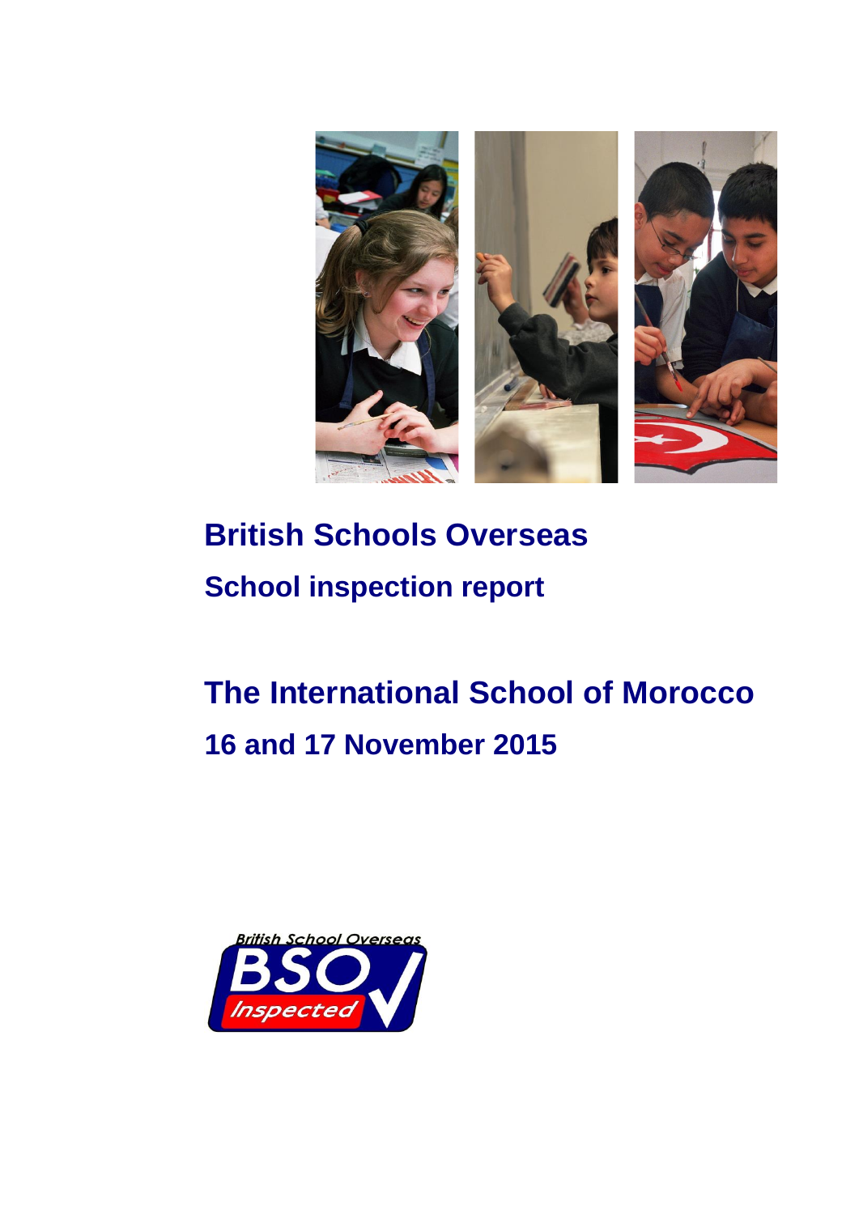# British Schools Overseas

## School inspection report

# The International School of Morocco

## 16 and 17 November 2015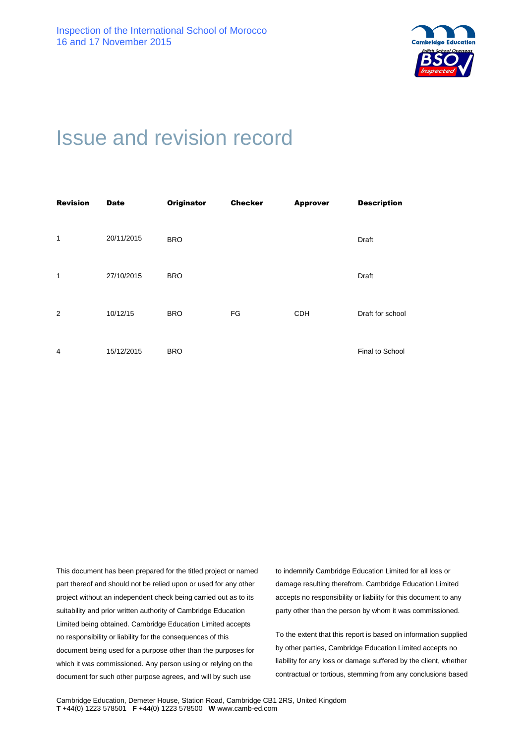# Issue and revision record

| Revision | Date | Originator | Checker | Approver | Description |
|---|---|---|---|---|---|
| 1 | 20/11/2015 | BRO | | | Draft |
| 1 | 27/10/2015 | BRO | | | Draft |
| 2 | 10/12/15 | BRO | FG | CDH | Draft for school |
| 4 | 15/12/2015 | BRO | | | Final to School |

This document has been prepared for the titled project or named part thereof and should not be relied upon or used for any other project without an independent check being carried out as to its suitability and prior written authority of Cambridge Education Limited being obtained. Cambridge Education Limited accepts no responsibility or liability for the consequences of this document being used for a purpose other than the purposes for which it was commissioned. Any person using or relying on the document for such other purpose agrees, and will by such use to indemnify Cambridge Education Limited for all loss or damage resulting therefrom. Cambridge Education Limited accepts no responsibility or liability for this document to any party other than the person by whom it was commissioned.

To the extent that this report is based on information supplied by other parties, Cambridge Education Limited accepts no liability for any loss or damage suffered by the client, whether contractual or tortious, stemming from any conclusions based

Cambridge Education, Demeter House, Station Road, Cambridge CB1 2RS, United Kingdom
**T** +44(0) 1223 578501 **F** +44(0) 1223 578500 **W** www.camb-ed.com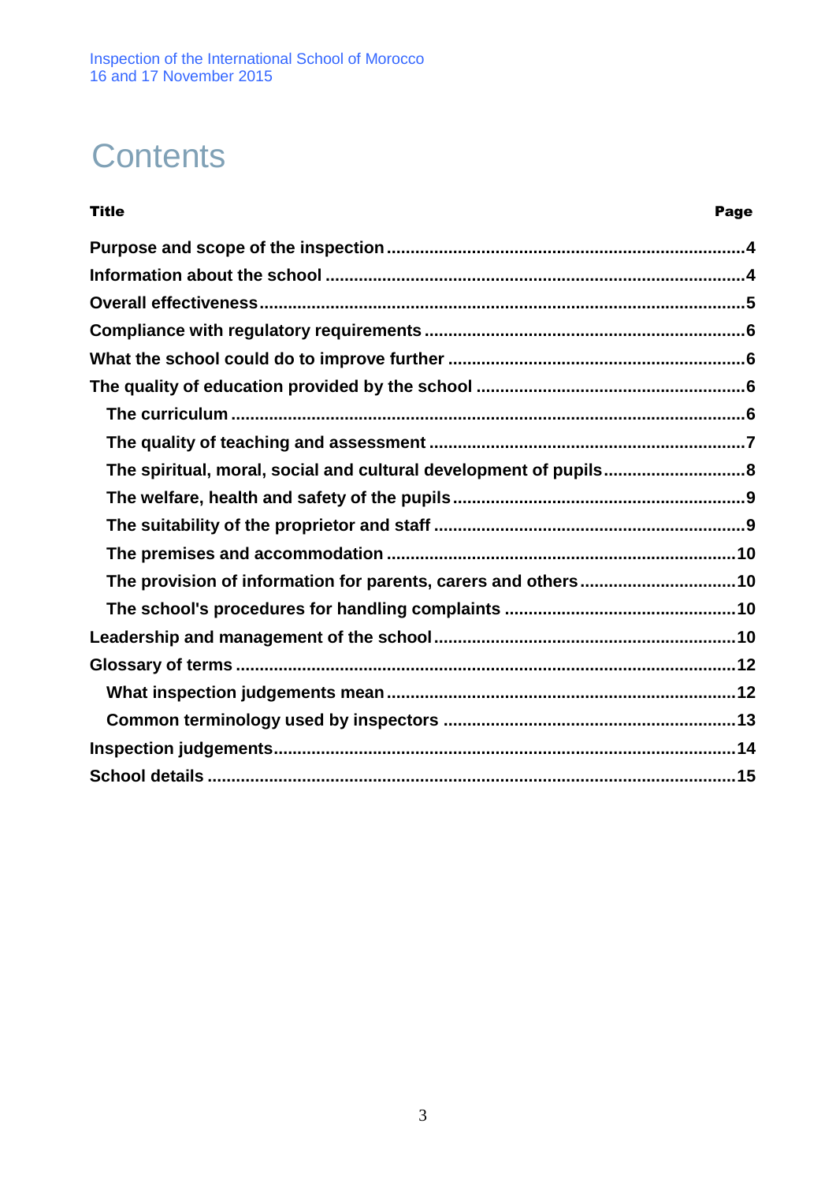# Contents

| Title | Page |
|---|---|
| **Purpose and scope of the inspection** | **4** |
| **Information about the school** | **4** |
| **Overall effectiveness** | **5** |
| **Compliance with regulatory requirements** | **6** |
| **What the school could do to improve further** | **6** |
| **The quality of education provided by the school** | **6** |
| **The curriculum** | **6** |
| **The quality of teaching and assessment** | **7** |
| **The spiritual, moral, social and cultural development of pupils** | **8** |
| **The welfare, health and safety of the pupils** | **9** |
| **The suitability of the proprietor and staff** | **9** |
| **The premises and accommodation** | **10** |
| **The provision of information for parents, carers and others** | **10** |
| **The school's procedures for handling complaints** | **10** |
| **Leadership and management of the school** | **10** |
| **Glossary of terms** | **12** |
| **What inspection judgements mean** | **12** |
| **Common terminology used by inspectors** | **13** |
| **Inspection judgements** | **14** |
| **School details** | **15** |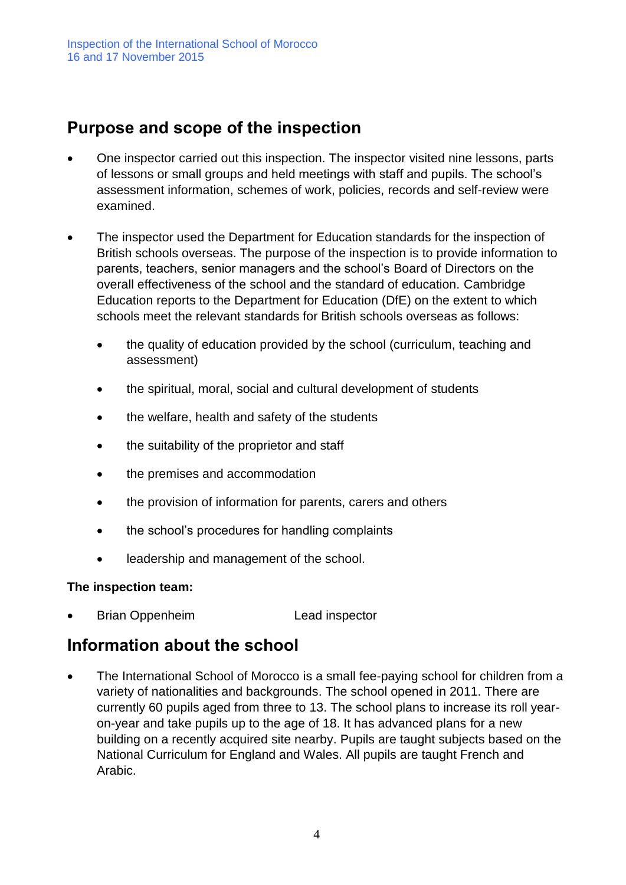## Purpose and scope of the inspection

- One inspector carried out this inspection. The inspector visited nine lessons, parts of lessons or small groups and held meetings with staff and pupils. The school's assessment information, schemes of work, policies, records and self-review were examined.
- The inspector used the Department for Education standards for the inspection of British schools overseas. The purpose of the inspection is to provide information to parents, teachers, senior managers and the school's Board of Directors on the overall effectiveness of the school and the standard of education. Cambridge Education reports to the Department for Education (DfE) on the extent to which schools meet the relevant standards for British schools overseas as follows:
  - the quality of education provided by the school (curriculum, teaching and assessment)
  - the spiritual, moral, social and cultural development of students
  - the welfare, health and safety of the students
  - the suitability of the proprietor and staff
  - the premises and accommodation
  - the provision of information for parents, carers and others
  - the school's procedures for handling complaints
  - leadership and management of the school.

**The inspection team:**

- Brian Oppenheim — Lead inspector

## Information about the school

- The International School of Morocco is a small fee-paying school for children from a variety of nationalities and backgrounds. The school opened in 2011. There are currently 60 pupils aged from three to 13. The school plans to increase its roll year-on-year and take pupils up to the age of 18. It has advanced plans for a new building on a recently acquired site nearby. Pupils are taught subjects based on the National Curriculum for England and Wales. All pupils are taught French and Arabic.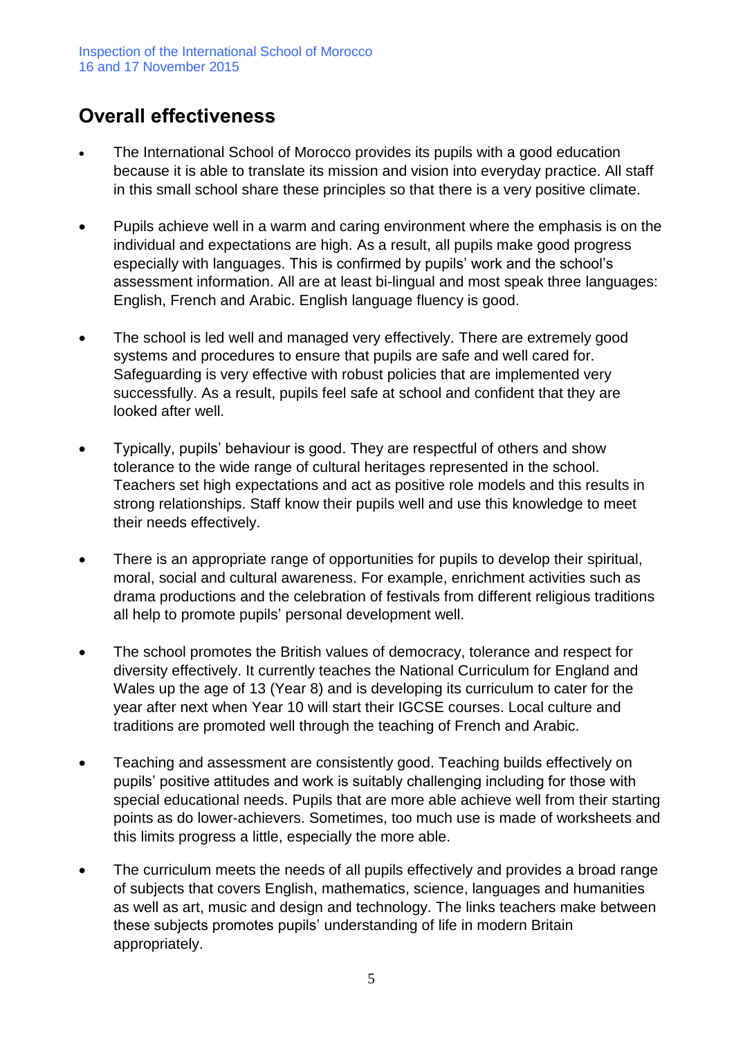## Overall effectiveness

- The International School of Morocco provides its pupils with a good education because it is able to translate its mission and vision into everyday practice. All staff in this small school share these principles so that there is a very positive climate.

- Pupils achieve well in a warm and caring environment where the emphasis is on the individual and expectations are high. As a result, all pupils make good progress especially with languages. This is confirmed by pupils' work and the school's assessment information. All are at least bi-lingual and most speak three languages: English, French and Arabic. English language fluency is good.

- The school is led well and managed very effectively. There are extremely good systems and procedures to ensure that pupils are safe and well cared for. Safeguarding is very effective with robust policies that are implemented very successfully. As a result, pupils feel safe at school and confident that they are looked after well.

- Typically, pupils' behaviour is good. They are respectful of others and show tolerance to the wide range of cultural heritages represented in the school. Teachers set high expectations and act as positive role models and this results in strong relationships. Staff know their pupils well and use this knowledge to meet their needs effectively.

- There is an appropriate range of opportunities for pupils to develop their spiritual, moral, social and cultural awareness. For example, enrichment activities such as drama productions and the celebration of festivals from different religious traditions all help to promote pupils' personal development well.

- The school promotes the British values of democracy, tolerance and respect for diversity effectively. It currently teaches the National Curriculum for England and Wales up the age of 13 (Year 8) and is developing its curriculum to cater for the year after next when Year 10 will start their IGCSE courses. Local culture and traditions are promoted well through the teaching of French and Arabic.

- Teaching and assessment are consistently good. Teaching builds effectively on pupils' positive attitudes and work is suitably challenging including for those with special educational needs. Pupils that are more able achieve well from their starting points as do lower-achievers. Sometimes, too much use is made of worksheets and this limits progress a little, especially the more able.

- The curriculum meets the needs of all pupils effectively and provides a broad range of subjects that covers English, mathematics, science, languages and humanities as well as art, music and design and technology. The links teachers make between these subjects promotes pupils' understanding of life in modern Britain appropriately.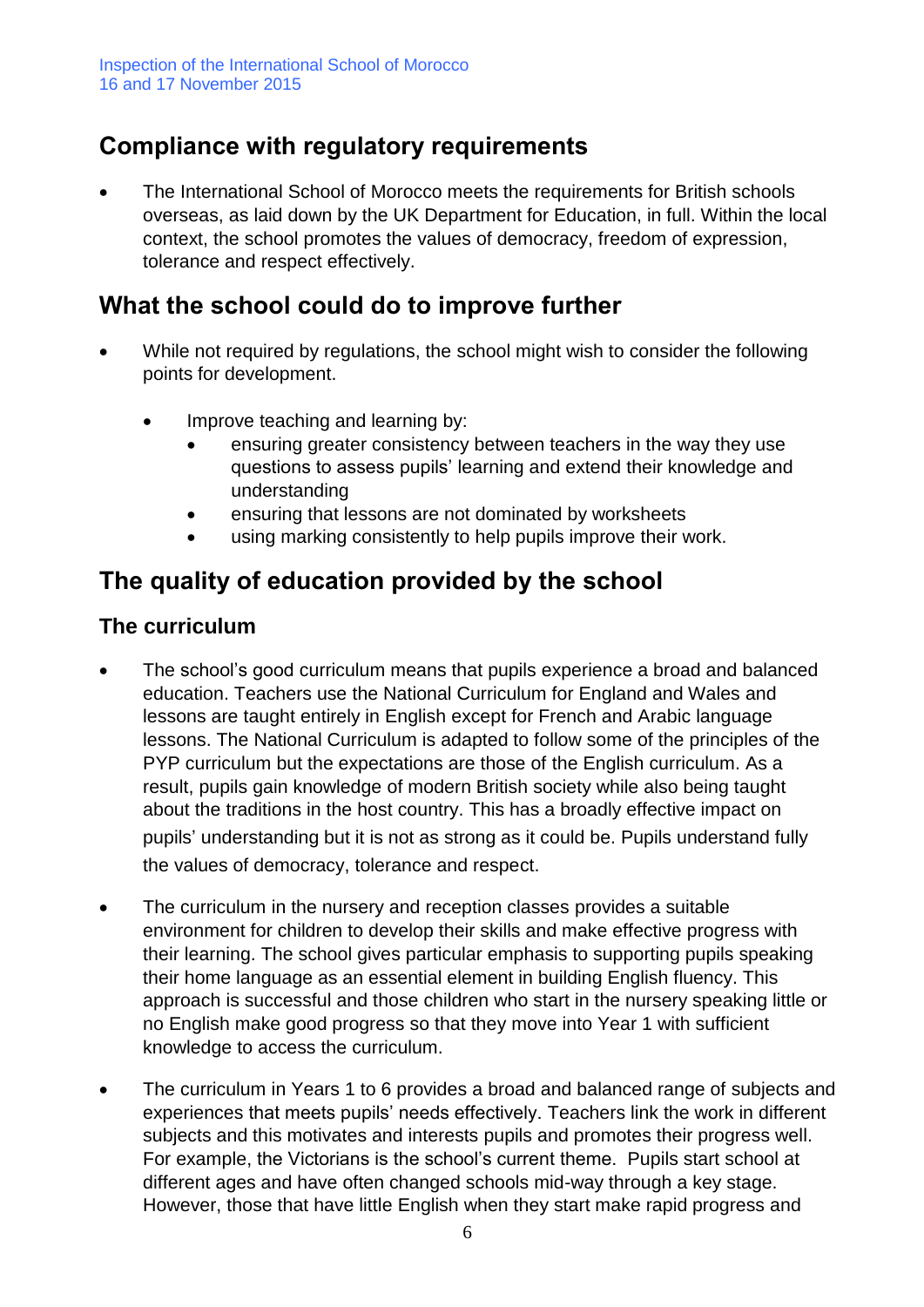## Compliance with regulatory requirements

- The International School of Morocco meets the requirements for British schools overseas, as laid down by the UK Department for Education, in full. Within the local context, the school promotes the values of democracy, freedom of expression, tolerance and respect effectively.

## What the school could do to improve further

- While not required by regulations, the school might wish to consider the following points for development.
  - Improve teaching and learning by:
    - ensuring greater consistency between teachers in the way they use questions to assess pupils' learning and extend their knowledge and understanding
    - ensuring that lessons are not dominated by worksheets
    - using marking consistently to help pupils improve their work.

## The quality of education provided by the school

### The curriculum

- The school's good curriculum means that pupils experience a broad and balanced education. Teachers use the National Curriculum for England and Wales and lessons are taught entirely in English except for French and Arabic language lessons. The National Curriculum is adapted to follow some of the principles of the PYP curriculum but the expectations are those of the English curriculum. As a result, pupils gain knowledge of modern British society while also being taught about the traditions in the host country. This has a broadly effective impact on pupils' understanding but it is not as strong as it could be. Pupils understand fully the values of democracy, tolerance and respect.

- The curriculum in the nursery and reception classes provides a suitable environment for children to develop their skills and make effective progress with their learning. The school gives particular emphasis to supporting pupils speaking their home language as an essential element in building English fluency. This approach is successful and those children who start in the nursery speaking little or no English make good progress so that they move into Year 1 with sufficient knowledge to access the curriculum.

- The curriculum in Years 1 to 6 provides a broad and balanced range of subjects and experiences that meets pupils' needs effectively. Teachers link the work in different subjects and this motivates and interests pupils and promotes their progress well. For example, the Victorians is the school's current theme. Pupils start school at different ages and have often changed schools mid-way through a key stage. However, those that have little English when they start make rapid progress and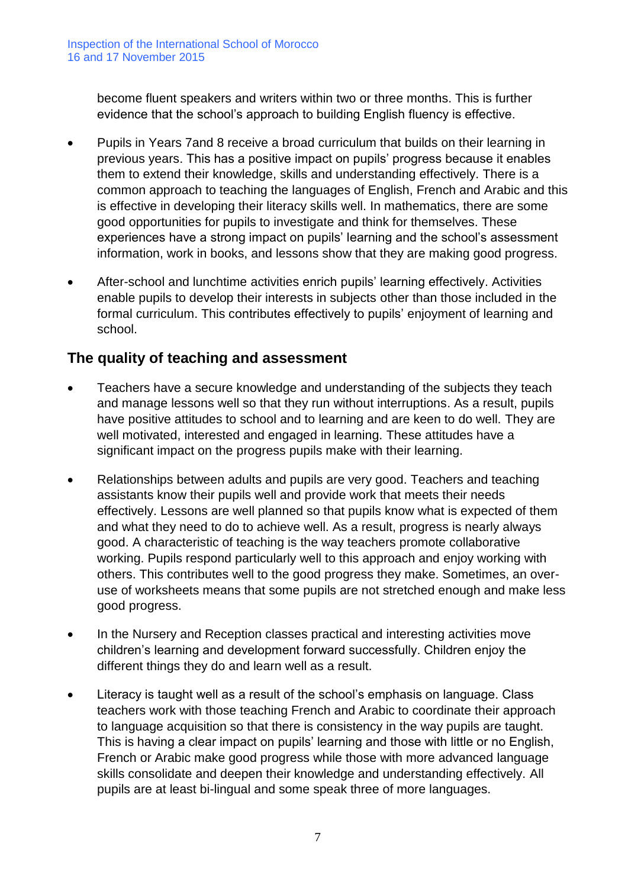become fluent speakers and writers within two or three months. This is further evidence that the school's approach to building English fluency is effective.

- Pupils in Years 7and 8 receive a broad curriculum that builds on their learning in previous years. This has a positive impact on pupils' progress because it enables them to extend their knowledge, skills and understanding effectively. There is a common approach to teaching the languages of English, French and Arabic and this is effective in developing their literacy skills well. In mathematics, there are some good opportunities for pupils to investigate and think for themselves. These experiences have a strong impact on pupils' learning and the school's assessment information, work in books, and lessons show that they are making good progress.
- After-school and lunchtime activities enrich pupils' learning effectively. Activities enable pupils to develop their interests in subjects other than those included in the formal curriculum. This contributes effectively to pupils' enjoyment of learning and school.

## The quality of teaching and assessment

- Teachers have a secure knowledge and understanding of the subjects they teach and manage lessons well so that they run without interruptions. As a result, pupils have positive attitudes to school and to learning and are keen to do well. They are well motivated, interested and engaged in learning. These attitudes have a significant impact on the progress pupils make with their learning.
- Relationships between adults and pupils are very good. Teachers and teaching assistants know their pupils well and provide work that meets their needs effectively. Lessons are well planned so that pupils know what is expected of them and what they need to do to achieve well. As a result, progress is nearly always good. A characteristic of teaching is the way teachers promote collaborative working. Pupils respond particularly well to this approach and enjoy working with others. This contributes well to the good progress they make. Sometimes, an over-use of worksheets means that some pupils are not stretched enough and make less good progress.
- In the Nursery and Reception classes practical and interesting activities move children's learning and development forward successfully. Children enjoy the different things they do and learn well as a result.
- Literacy is taught well as a result of the school's emphasis on language. Class teachers work with those teaching French and Arabic to coordinate their approach to language acquisition so that there is consistency in the way pupils are taught. This is having a clear impact on pupils' learning and those with little or no English, French or Arabic make good progress while those with more advanced language skills consolidate and deepen their knowledge and understanding effectively. All pupils are at least bi-lingual and some speak three of more languages.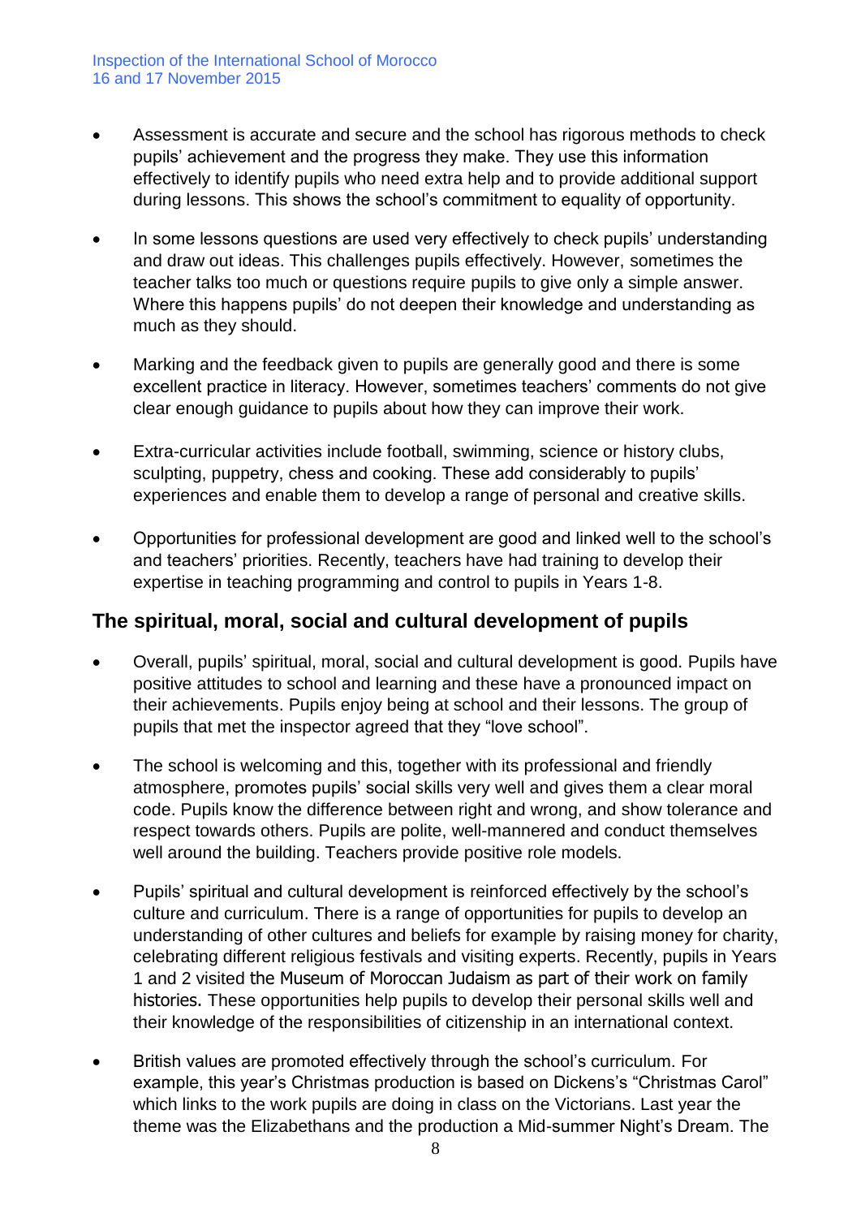- Assessment is accurate and secure and the school has rigorous methods to check pupils' achievement and the progress they make. They use this information effectively to identify pupils who need extra help and to provide additional support during lessons. This shows the school's commitment to equality of opportunity.

- In some lessons questions are used very effectively to check pupils' understanding and draw out ideas. This challenges pupils effectively. However, sometimes the teacher talks too much or questions require pupils to give only a simple answer. Where this happens pupils' do not deepen their knowledge and understanding as much as they should.

- Marking and the feedback given to pupils are generally good and there is some excellent practice in literacy. However, sometimes teachers' comments do not give clear enough guidance to pupils about how they can improve their work.

- Extra-curricular activities include football, swimming, science or history clubs, sculpting, puppetry, chess and cooking. These add considerably to pupils' experiences and enable them to develop a range of personal and creative skills.

- Opportunities for professional development are good and linked well to the school's and teachers' priorities. Recently, teachers have had training to develop their expertise in teaching programming and control to pupils in Years 1-8.

## The spiritual, moral, social and cultural development of pupils

- Overall, pupils' spiritual, moral, social and cultural development is good. Pupils have positive attitudes to school and learning and these have a pronounced impact on their achievements. Pupils enjoy being at school and their lessons. The group of pupils that met the inspector agreed that they "love school".

- The school is welcoming and this, together with its professional and friendly atmosphere, promotes pupils' social skills very well and gives them a clear moral code. Pupils know the difference between right and wrong, and show tolerance and respect towards others. Pupils are polite, well-mannered and conduct themselves well around the building. Teachers provide positive role models.

- Pupils' spiritual and cultural development is reinforced effectively by the school's culture and curriculum. There is a range of opportunities for pupils to develop an understanding of other cultures and beliefs for example by raising money for charity, celebrating different religious festivals and visiting experts. Recently, pupils in Years 1 and 2 visited the Museum of Moroccan Judaism as part of their work on family histories. These opportunities help pupils to develop their personal skills well and their knowledge of the responsibilities of citizenship in an international context.

- British values are promoted effectively through the school's curriculum. For example, this year's Christmas production is based on Dickens's "Christmas Carol" which links to the work pupils are doing in class on the Victorians. Last year the theme was the Elizabethans and the production a Mid-summer Night's Dream. The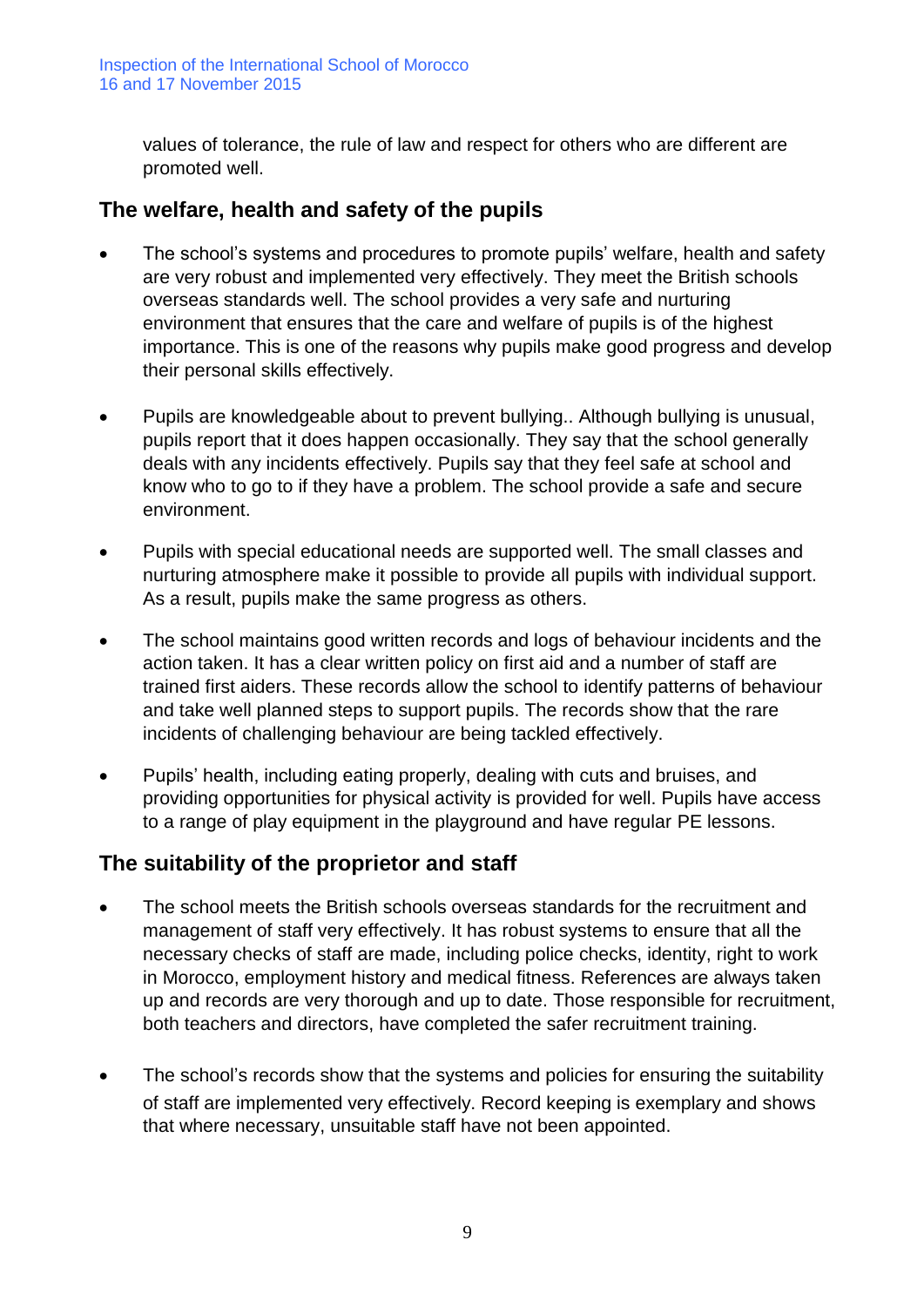values of tolerance, the rule of law and respect for others who are different are promoted well.

## The welfare, health and safety of the pupils

- The school's systems and procedures to promote pupils' welfare, health and safety are very robust and implemented very effectively. They meet the British schools overseas standards well. The school provides a very safe and nurturing environment that ensures that the care and welfare of pupils is of the highest importance. This is one of the reasons why pupils make good progress and develop their personal skills effectively.

- Pupils are knowledgeable about to prevent bullying.. Although bullying is unusual, pupils report that it does happen occasionally. They say that the school generally deals with any incidents effectively. Pupils say that they feel safe at school and know who to go to if they have a problem. The school provide a safe and secure environment.

- Pupils with special educational needs are supported well. The small classes and nurturing atmosphere make it possible to provide all pupils with individual support. As a result, pupils make the same progress as others.

- The school maintains good written records and logs of behaviour incidents and the action taken. It has a clear written policy on first aid and a number of staff are trained first aiders. These records allow the school to identify patterns of behaviour and take well planned steps to support pupils. The records show that the rare incidents of challenging behaviour are being tackled effectively.

- Pupils' health, including eating properly, dealing with cuts and bruises, and providing opportunities for physical activity is provided for well. Pupils have access to a range of play equipment in the playground and have regular PE lessons.

## The suitability of the proprietor and staff

- The school meets the British schools overseas standards for the recruitment and management of staff very effectively. It has robust systems to ensure that all the necessary checks of staff are made, including police checks, identity, right to work in Morocco, employment history and medical fitness. References are always taken up and records are very thorough and up to date. Those responsible for recruitment, both teachers and directors, have completed the safer recruitment training.

- The school's records show that the systems and policies for ensuring the suitability of staff are implemented very effectively. Record keeping is exemplary and shows that where necessary, unsuitable staff have not been appointed.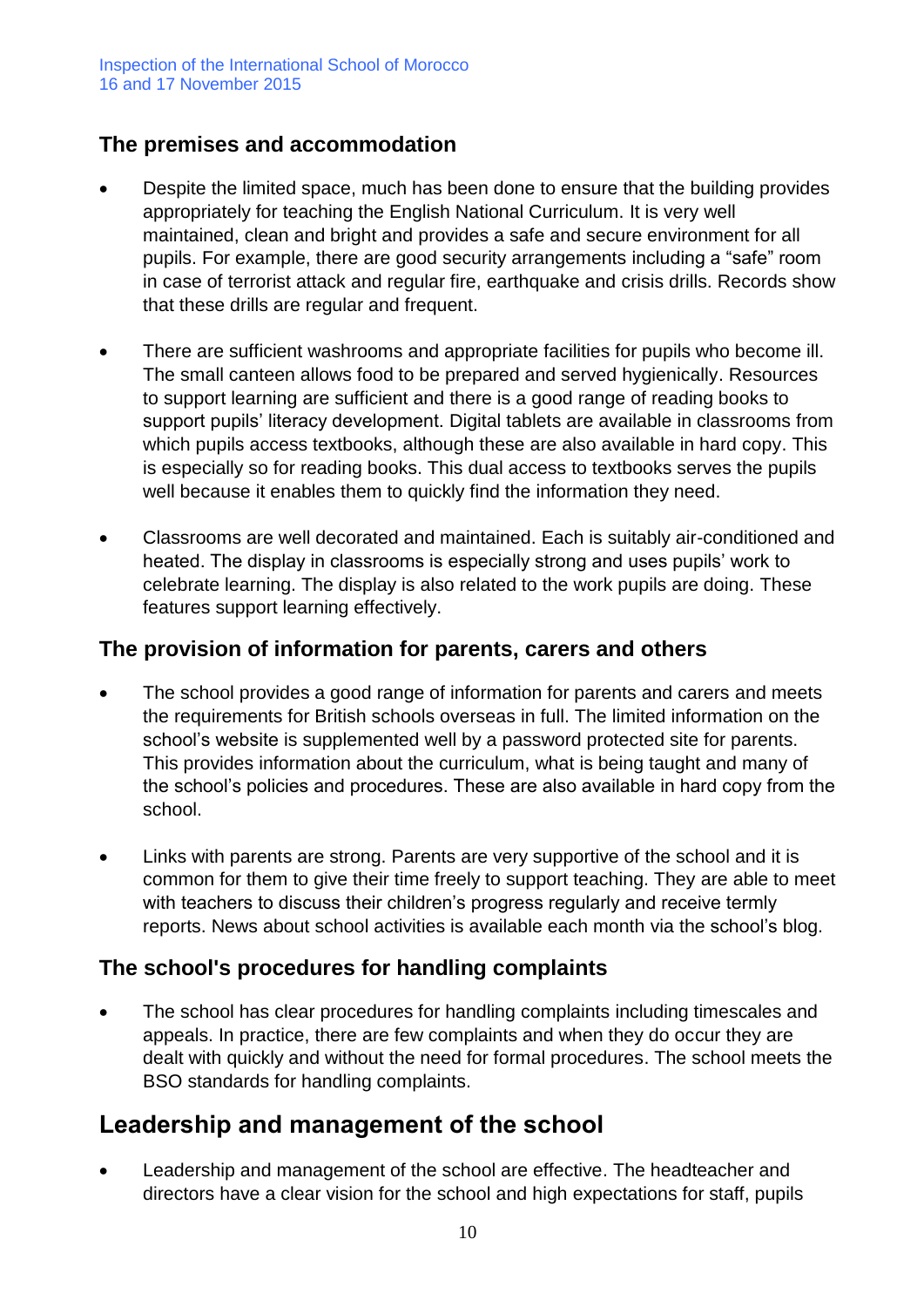## The premises and accommodation

- Despite the limited space, much has been done to ensure that the building provides appropriately for teaching the English National Curriculum. It is very well maintained, clean and bright and provides a safe and secure environment for all pupils. For example, there are good security arrangements including a "safe" room in case of terrorist attack and regular fire, earthquake and crisis drills. Records show that these drills are regular and frequent.

- There are sufficient washrooms and appropriate facilities for pupils who become ill. The small canteen allows food to be prepared and served hygienically. Resources to support learning are sufficient and there is a good range of reading books to support pupils' literacy development. Digital tablets are available in classrooms from which pupils access textbooks, although these are also available in hard copy. This is especially so for reading books. This dual access to textbooks serves the pupils well because it enables them to quickly find the information they need.

- Classrooms are well decorated and maintained. Each is suitably air-conditioned and heated. The display in classrooms is especially strong and uses pupils' work to celebrate learning. The display is also related to the work pupils are doing. These features support learning effectively.

## The provision of information for parents, carers and others

- The school provides a good range of information for parents and carers and meets the requirements for British schools overseas in full. The limited information on the school's website is supplemented well by a password protected site for parents. This provides information about the curriculum, what is being taught and many of the school's policies and procedures. These are also available in hard copy from the school.

- Links with parents are strong. Parents are very supportive of the school and it is common for them to give their time freely to support teaching. They are able to meet with teachers to discuss their children's progress regularly and receive termly reports. News about school activities is available each month via the school's blog.

## The school's procedures for handling complaints

- The school has clear procedures for handling complaints including timescales and appeals. In practice, there are few complaints and when they do occur they are dealt with quickly and without the need for formal procedures. The school meets the BSO standards for handling complaints.

# Leadership and management of the school

- Leadership and management of the school are effective. The headteacher and directors have a clear vision for the school and high expectations for staff, pupils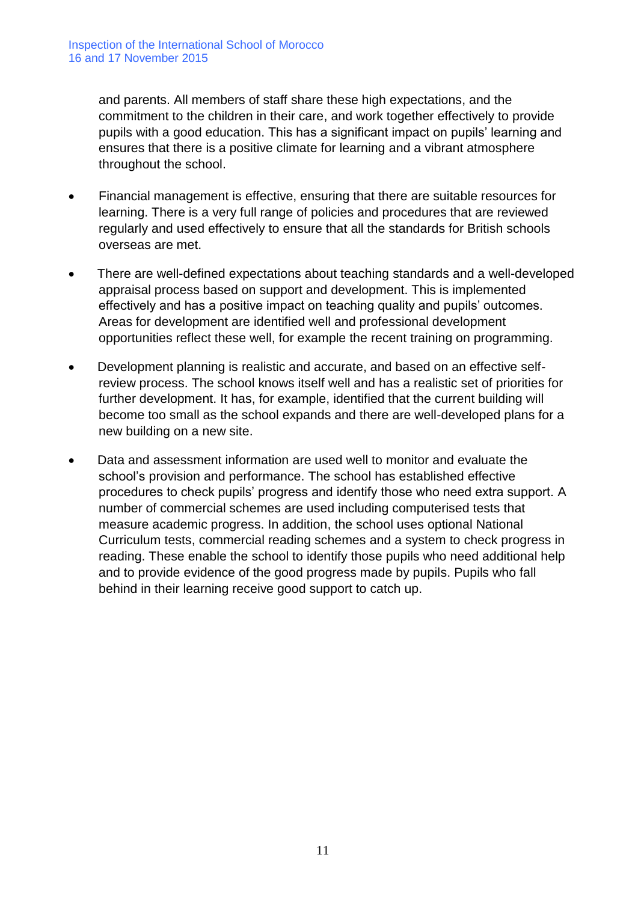and parents. All members of staff share these high expectations, and the commitment to the children in their care, and work together effectively to provide pupils with a good education. This has a significant impact on pupils' learning and ensures that there is a positive climate for learning and a vibrant atmosphere throughout the school.

- Financial management is effective, ensuring that there are suitable resources for learning. There is a very full range of policies and procedures that are reviewed regularly and used effectively to ensure that all the standards for British schools overseas are met.
- There are well-defined expectations about teaching standards and a well-developed appraisal process based on support and development. This is implemented effectively and has a positive impact on teaching quality and pupils' outcomes. Areas for development are identified well and professional development opportunities reflect these well, for example the recent training on programming.
- Development planning is realistic and accurate, and based on an effective self-review process. The school knows itself well and has a realistic set of priorities for further development. It has, for example, identified that the current building will become too small as the school expands and there are well-developed plans for a new building on a new site.
- Data and assessment information are used well to monitor and evaluate the school's provision and performance. The school has established effective procedures to check pupils' progress and identify those who need extra support. A number of commercial schemes are used including computerised tests that measure academic progress. In addition, the school uses optional National Curriculum tests, commercial reading schemes and a system to check progress in reading. These enable the school to identify those pupils who need additional help and to provide evidence of the good progress made by pupils. Pupils who fall behind in their learning receive good support to catch up.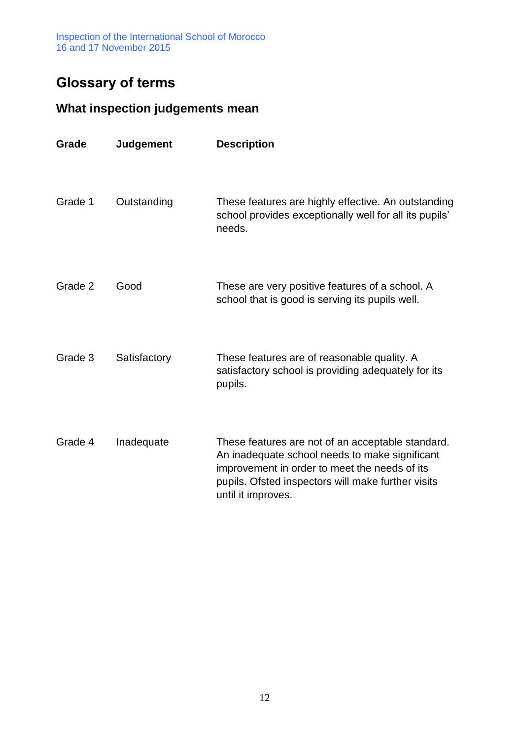## Glossary of terms

### What inspection judgements mean

| Grade | Judgement | Description |
|---|---|---|
| Grade 1 | Outstanding | These features are highly effective. An outstanding school provides exceptionally well for all its pupils' needs. |
| Grade 2 | Good | These are very positive features of a school. A school that is good is serving its pupils well. |
| Grade 3 | Satisfactory | These features are of reasonable quality. A satisfactory school is providing adequately for its pupils. |
| Grade 4 | Inadequate | These features are not of an acceptable standard. An inadequate school needs to make significant improvement in order to meet the needs of its pupils. Ofsted inspectors will make further visits until it improves. |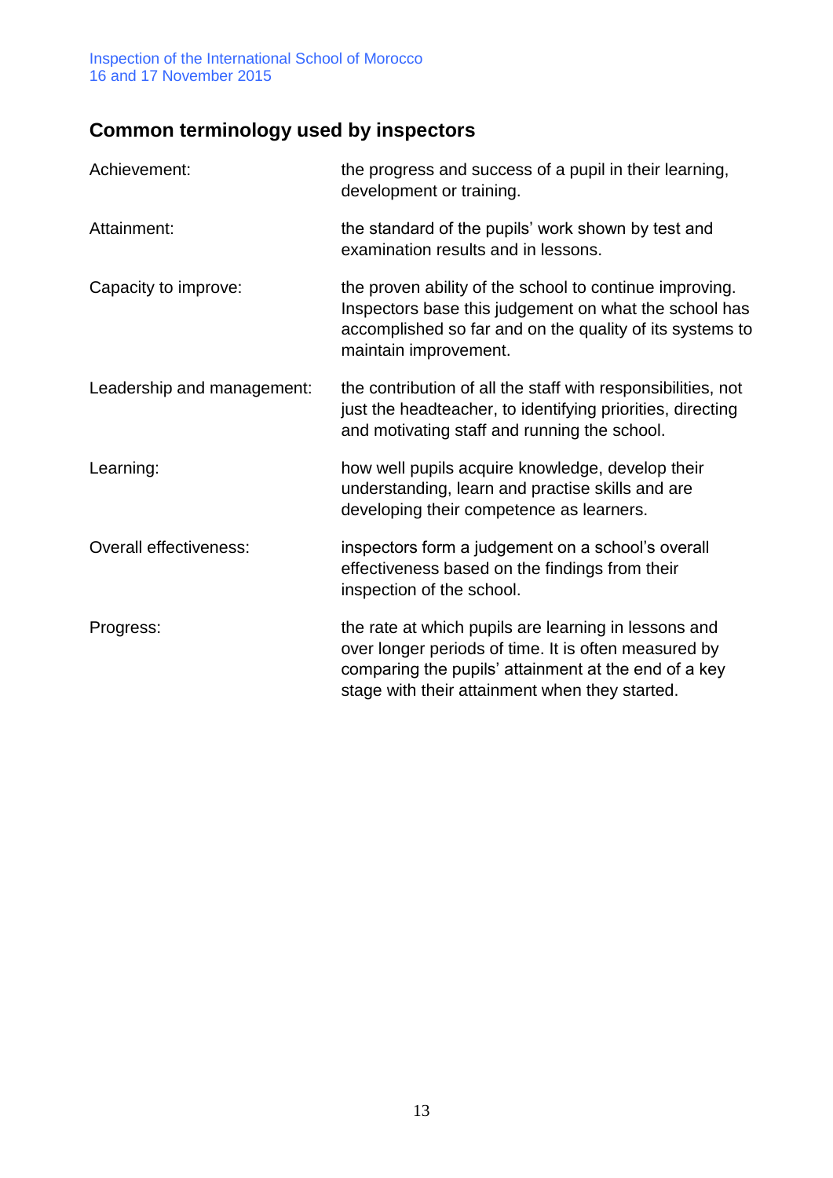## Common terminology used by inspectors

| | |
|---|---|
| Achievement: | the progress and success of a pupil in their learning, development or training. |
| Attainment: | the standard of the pupils' work shown by test and examination results and in lessons. |
| Capacity to improve: | the proven ability of the school to continue improving. Inspectors base this judgement on what the school has accomplished so far and on the quality of its systems to maintain improvement. |
| Leadership and management: | the contribution of all the staff with responsibilities, not just the headteacher, to identifying priorities, directing and motivating staff and running the school. |
| Learning: | how well pupils acquire knowledge, develop their understanding, learn and practise skills and are developing their competence as learners. |
| Overall effectiveness: | inspectors form a judgement on a school's overall effectiveness based on the findings from their inspection of the school. |
| Progress: | the rate at which pupils are learning in lessons and over longer periods of time. It is often measured by comparing the pupils' attainment at the end of a key stage with their attainment when they started. |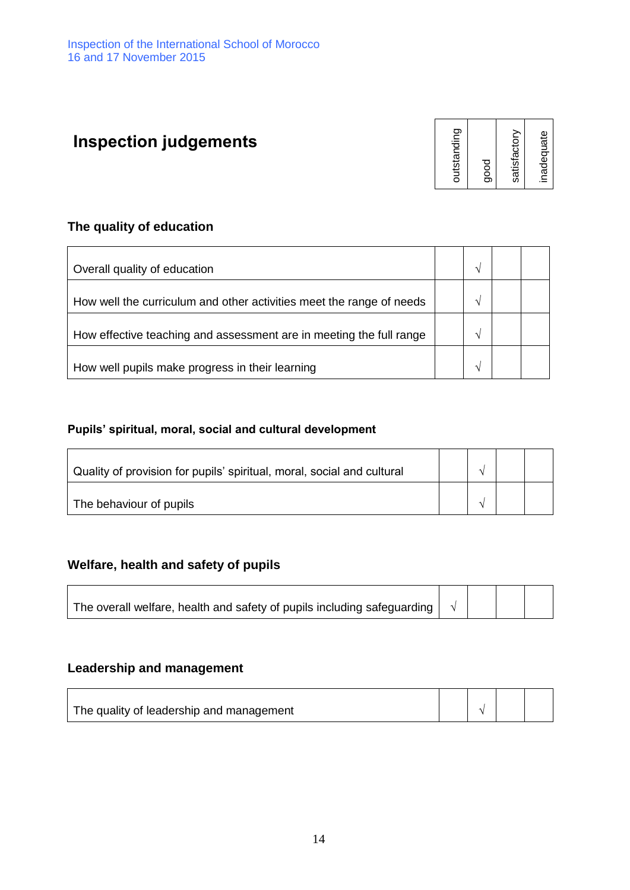# Inspection judgements

| | outstanding | good | satisfactory | inadequate |
|---|---|---|---|---|

## The quality of education

| | outstanding | good | satisfactory | inadequate |
|---|---|---|---|---|
| Overall quality of education | | √ | | |
| How well the curriculum and other activities meet the range of needs | | √ | | |
| How effective teaching and assessment are in meeting the full range | | √ | | |
| How well pupils make progress in their learning | | √ | | |

## Pupils' spiritual, moral, social and cultural development

| | outstanding | good | satisfactory | inadequate |
|---|---|---|---|---|
| Quality of provision for pupils' spiritual, moral, social and cultural | | √ | | |
| The behaviour of pupils | | √ | | |

## Welfare, health and safety of pupils

| | outstanding | good | satisfactory | inadequate |
|---|---|---|---|---|
| The overall welfare, health and safety of pupils including safeguarding | √ | | | |

## Leadership and management

| | outstanding | good | satisfactory | inadequate |
|---|---|---|---|---|
| The quality of leadership and management | | √ | | |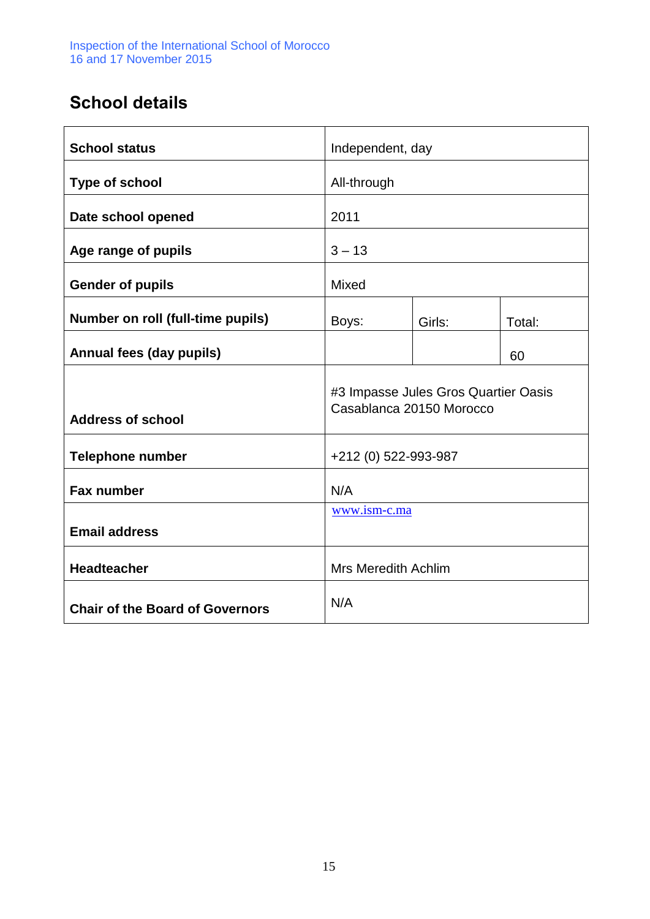## School details

| | | | |
|---|---|---|---|
| **School status** | Independent, day | | |
| **Type of school** | All-through | | |
| **Date school opened** | 2011 | | |
| **Age range of pupils** | 3 – 13 | | |
| **Gender of pupils** | Mixed | | |
| **Number on roll (full-time pupils)** | Boys: | Girls: | Total: |
| **Annual fees (day pupils)** | | | 60 |
| **Address of school** | #3 Impasse Jules Gros Quartier Oasis Casablanca 20150 Morocco | | |
| **Telephone number** | +212 (0) 522-993-987 | | |
| **Fax number** | N/A | | |
| **Email address** | www.ism-c.ma | | |
| **Headteacher** | Mrs Meredith Achlim | | |
| **Chair of the Board of Governors** | N/A | | |